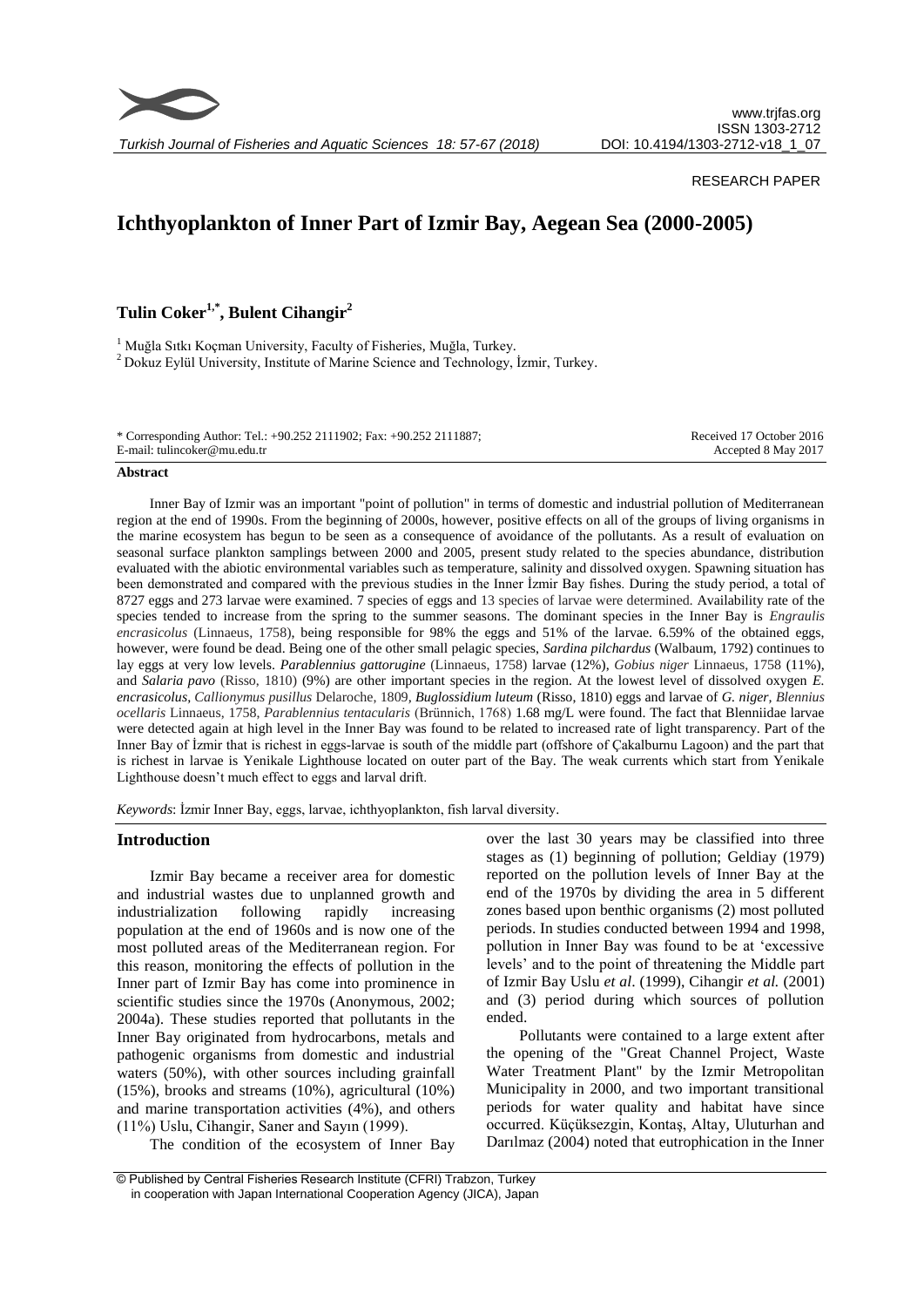RESEARCH PAPER

# Ichthyoplankton of Inner Part of Izmir Bay, Aegean Sea (2000-2005)

**Tulin Coker[1,*], Bulent Cihangir[2]**

[1] Muğla Sıtkı Koçman University, Faculty of Fisheries, Muğla, Turkey.
[2] Dokuz Eylül University, Institute of Marine Science and Technology, İzmir, Turkey.

* Corresponding Author: Tel.: +90.252 2111902; Fax: +90.252 2111887;
E-mail: tulincoker@mu.edu.tr

Received 17 October 2016
Accepted 8 May 2017

## Abstract

Inner Bay of Izmir was an important "point of pollution" in terms of domestic and industrial pollution of Mediterranean region at the end of 1990s. From the beginning of 2000s, however, positive effects on all of the groups of living organisms in the marine ecosystem has begun to be seen as a consequence of avoidance of the pollutants. As a result of evaluation on seasonal surface plankton samplings between 2000 and 2005, present study related to the species abundance, distribution evaluated with the abiotic environmental variables such as temperature, salinity and dissolved oxygen. Spawning situation has been demonstrated and compared with the previous studies in the Inner İzmir Bay fishes. During the study period, a total of 8727 eggs and 273 larvae were examined. 7 species of eggs and 13 species of larvae were determined. Availability rate of the species tended to increase from the spring to the summer seasons. The dominant species in the Inner Bay is *Engraulis encrasicolus* (Linnaeus, 1758), being responsible for 98% the eggs and 51% of the larvae. 6.59% of the obtained eggs, however, were found be dead. Being one of the other small pelagic species, *Sardina pilchardus* (Walbaum, 1792) continues to lay eggs at very low levels. *Parablennius gattorugine* (Linnaeus, 1758) larvae (12%), *Gobius niger* Linnaeus, 1758 (11%), and *Salaria pavo* (Risso, 1810) (9%) are other important species in the region. At the lowest level of dissolved oxygen *E. encrasicolus*, *Callionymus pusillus* Delaroche, 1809, *Buglossidium luteum* (Risso, 1810) eggs and larvae of *G. niger*, *Blennius ocellaris* Linnaeus, 1758, *Parablennius tentacularis* (Brünnich, 1768) 1.68 mg/L were found. The fact that Blenniidae larvae were detected again at high level in the Inner Bay was found to be related to increased rate of light transparency. Part of the Inner Bay of İzmir that is richest in eggs-larvae is south of the middle part (offshore of Çakalburnu Lagoon) and the part that is richest in larvae is Yenikale Lighthouse located on outer part of the Bay. The weak currents which start from Yenikale Lighthouse doesn't much effect to eggs and larval drift.

*Keywords*: İzmir Inner Bay, eggs, larvae, ichthyoplankton, fish larval diversity.

## Introduction

Izmir Bay became a receiver area for domestic and industrial wastes due to unplanned growth and industrialization following rapidly increasing population at the end of 1960s and is now one of the most polluted areas of the Mediterranean region. For this reason, monitoring the effects of pollution in the Inner part of Izmir Bay has come into prominence in scientific studies since the 1970s (Anonymous, 2002; 2004a). These studies reported that pollutants in the Inner Bay originated from hydrocarbons, metals and pathogenic organisms from domestic and industrial waters (50%), with other sources including grainfall (15%), brooks and streams (10%), agricultural (10%) and marine transportation activities (4%), and others (11%) Uslu, Cihangir, Saner and Sayın (1999).

The condition of the ecosystem of Inner Bay over the last 30 years may be classified into three stages as (1) beginning of pollution; Geldiay (1979) reported on the pollution levels of Inner Bay at the end of the 1970s by dividing the area in 5 different zones based upon benthic organisms (2) most polluted periods. In studies conducted between 1994 and 1998, pollution in Inner Bay was found to be at 'excessive levels' and to the point of threatening the Middle part of Izmir Bay Uslu *et al*. (1999), Cihangir *et al.* (2001) and (3) period during which sources of pollution ended.

Pollutants were contained to a large extent after the opening of the "Great Channel Project, Waste Water Treatment Plant" by the Izmir Metropolitan Municipality in 2000, and two important transitional periods for water quality and habitat have since occurred. Küçüksezgin, Kontaş, Altay, Uluturhan and Darılmaz (2004) noted that eutrophication in the Inner

© Published by Central Fisheries Research Institute (CFRI) Trabzon, Turkey
in cooperation with Japan International Cooperation Agency (JICA), Japan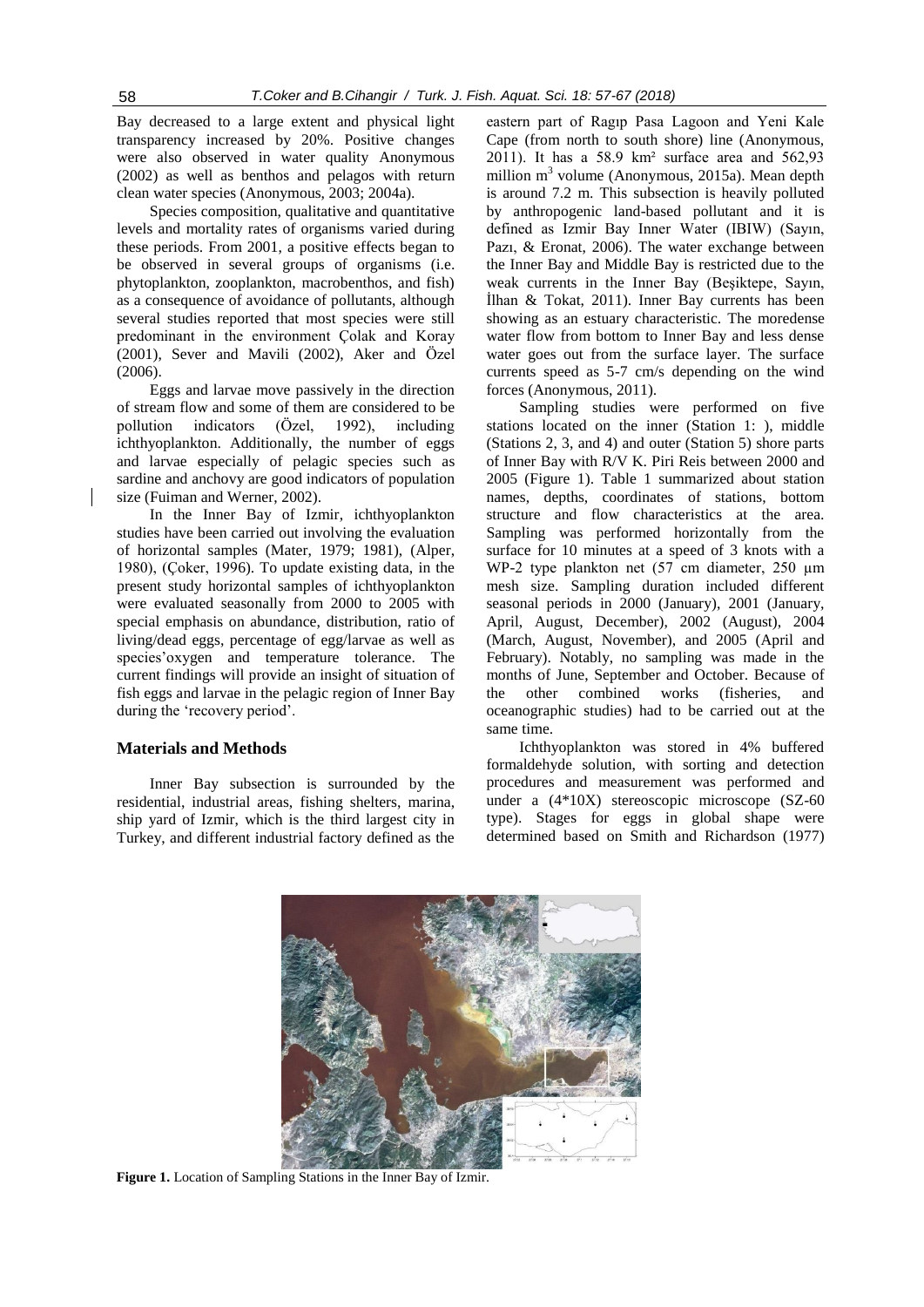Bay decreased to a large extent and physical light transparency increased by 20%. Positive changes were also observed in water quality Anonymous (2002) as well as benthos and pelagos with return clean water species (Anonymous, 2003; 2004a).

Species composition, qualitative and quantitative levels and mortality rates of organisms varied during these periods. From 2001, a positive effects began to be observed in several groups of organisms (i.e. phytoplankton, zooplankton, macrobenthos, and fish) as a consequence of avoidance of pollutants, although several studies reported that most species were still predominant in the environment Çolak and Koray (2001), Sever and Mavili (2002), Aker and Özel (2006).

Eggs and larvae move passively in the direction of stream flow and some of them are considered to be pollution indicators (Özel, 1992), including ichthyoplankton. Additionally, the number of eggs and larvae especially of pelagic species such as sardine and anchovy are good indicators of population size (Fuiman and Werner, 2002).

In the Inner Bay of Izmir, ichthyoplankton studies have been carried out involving the evaluation of horizontal samples (Mater, 1979; 1981), (Alper, 1980), (Çoker, 1996). To update existing data, in the present study horizontal samples of ichthyoplankton were evaluated seasonally from 2000 to 2005 with special emphasis on abundance, distribution, ratio of living/dead eggs, percentage of egg/larvae as well as species'oxygen and temperature tolerance. The current findings will provide an insight of situation of fish eggs and larvae in the pelagic region of Inner Bay during the 'recovery period'.

## Materials and Methods

Inner Bay subsection is surrounded by the residential, industrial areas, fishing shelters, marina, ship yard of Izmir, which is the third largest city in Turkey, and different industrial factory defined as the eastern part of Ragıp Pasa Lagoon and Yeni Kale Cape (from north to south shore) line (Anonymous, 2011). It has a 58.9 km² surface area and 562,93 million $m^3$ volume (Anonymous, 2015a). Mean depth is around 7.2 m. This subsection is heavily polluted by anthropogenic land-based pollutant and it is defined as Izmir Bay Inner Water (IBIW) (Sayın, Pazı, & Eronat, 2006). The water exchange between the Inner Bay and Middle Bay is restricted due to the weak currents in the Inner Bay (Beşiktepe, Sayın, İlhan & Tokat, 2011). Inner Bay currents has been showing as an estuary characteristic. The moredense water flow from bottom to Inner Bay and less dense water goes out from the surface layer. The surface currents speed as 5-7 cm/s depending on the wind forces (Anonymous, 2011).

Sampling studies were performed on five stations located on the inner (Station 1: ), middle (Stations 2, 3, and 4) and outer (Station 5) shore parts of Inner Bay with R/V K. Piri Reis between 2000 and 2005 (Figure 1). Table 1 summarized about station names, depths, coordinates of stations, bottom structure and flow characteristics at the area. Sampling was performed horizontally from the surface for 10 minutes at a speed of 3 knots with a WP-2 type plankton net (57 cm diameter, 250 µm mesh size. Sampling duration included different seasonal periods in 2000 (January), 2001 (January, April, August, December), 2002 (August), 2004 (March, August, November), and 2005 (April and February). Notably, no sampling was made in the months of June, September and October. Because of the other combined works (fisheries, and oceanographic studies) had to be carried out at the same time.

Ichthyoplankton was stored in 4% buffered formaldehyde solution, with sorting and detection procedures and measurement was performed and under a (4*10X) stereoscopic microscope (SZ-60 type). Stages for eggs in global shape were determined based on Smith and Richardson (1977)

**Figure 1.** Location of Sampling Stations in the Inner Bay of Izmir.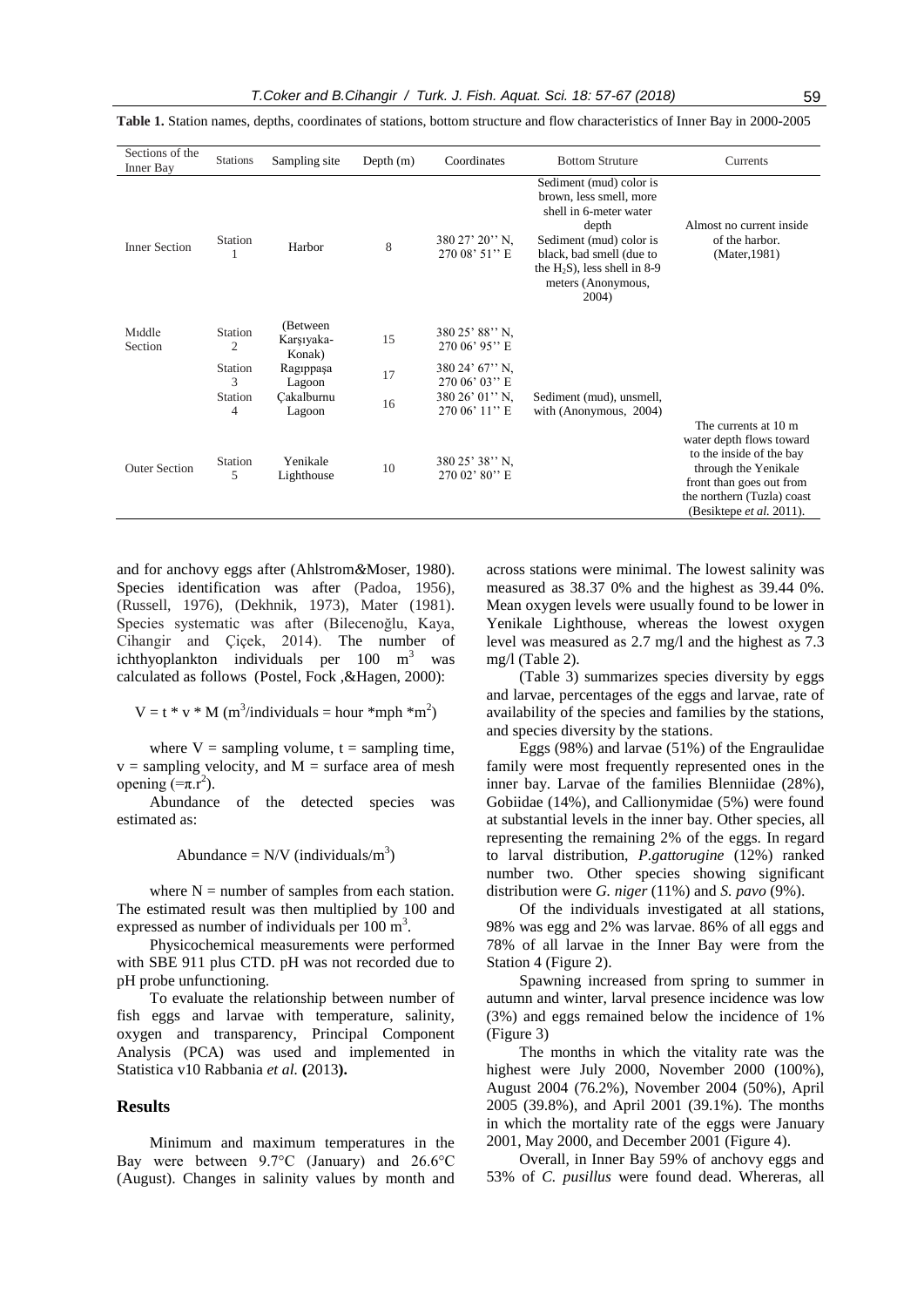**Table 1.** Station names, depths, coordinates of stations, bottom structure and flow characteristics of Inner Bay in 2000-2005

| Sections of the Inner Bay | Stations | Sampling site | Depth (m) | Coordinates | Bottom Struture | Currents |
|---|---|---|---|---|---|---|
| Inner Section | Station 1 | Harbor | 8 | 380 27' 20'' N, 270 08' 51'' E | Sediment (mud) color is brown, less smell, more shell in 6-meter water depth Sediment (mud) color is black, bad smell (due to the $H_2S$), less shell in 8-9 meters (Anonymous, 2004) | Almost no current inside of the harbor. (Mater,1981) |
| Mıddle Section | Station 2 | (Between Karşıyaka-Konak) | 15 | 380 25' 88'' N, 270 06' 95'' E | | |
| | Station 3 | Ragıppaşa Lagoon | 17 | 380 24' 67'' N, 270 06' 03'' E | Sediment (mud), unsmell, with (Anonymous, 2004) | |
| | Station 4 | Çakalburnu Lagoon | 16 | 380 26' 01'' N, 270 06' 11'' E | | |
| Outer Section | Station 5 | Yenikale Lighthouse | 10 | 380 25' 38'' N, 270 02' 80'' E | | The currents at 10 m water depth flows toward to the inside of the bay through the Yenikale front than goes out from the northern (Tuzla) coast (Besiktepe *et al.* 2011). |

and for anchovy eggs after (Ahlstrom&Moser, 1980). Species identification was after (Padoa, 1956), (Russell, 1976), (Dekhnik, 1973), Mater (1981). Species systematic was after (Bilecenoğlu, Kaya, Cihangir and Çiçek, 2014). The number of ichthyoplankton individuals per 100 $m^3$ was calculated as follows (Postel, Fock ,&Hagen, 2000):

$$V = t * v * M \ (m^3/\text{individuals} = \text{hour} * \text{mph} * m^2)$$

where V = sampling volume, t = sampling time, v = sampling velocity, and M = surface area of mesh opening ($=\pi.r^2$).

Abundance of the detected species was estimated as:

$$\text{Abundance} = N/V \ (\text{individuals}/m^3)$$

where N = number of samples from each station. The estimated result was then multiplied by 100 and expressed as number of individuals per 100 $m^3$.

Physicochemical measurements were performed with SBE 911 plus CTD. pH was not recorded due to pH probe unfunctioning.

To evaluate the relationship between number of fish eggs and larvae with temperature, salinity, oxygen and transparency, Principal Component Analysis (PCA) was used and implemented in Statistica v10 Rabbania *et al.* **(**2013**).**

## Results

Minimum and maximum temperatures in the Bay were between 9.7°C (January) and 26.6°C (August). Changes in salinity values by month and across stations were minimal. The lowest salinity was measured as 38.37 0% and the highest as 39.44 0%. Mean oxygen levels were usually found to be lower in Yenikale Lighthouse, whereas the lowest oxygen level was measured as 2.7 mg/l and the highest as 7.3 mg/l (Table 2).

(Table 3) summarizes species diversity by eggs and larvae, percentages of the eggs and larvae, rate of availability of the species and families by the stations, and species diversity by the stations.

Eggs (98%) and larvae (51%) of the Engraulidae family were most frequently represented ones in the inner bay. Larvae of the families Blenniidae (28%), Gobiidae (14%), and Callionymidae (5%) were found at substantial levels in the inner bay. Other species, all representing the remaining 2% of the eggs. In regard to larval distribution, *P.gattorugine* (12%) ranked number two. Other species showing significant distribution were *G. niger* (11%) and *S. pavo* (9%).

Of the individuals investigated at all stations, 98% was egg and 2% was larvae. 86% of all eggs and 78% of all larvae in the Inner Bay were from the Station 4 (Figure 2).

Spawning increased from spring to summer in autumn and winter, larval presence incidence was low (3%) and eggs remained below the incidence of 1% (Figure 3)

The months in which the vitality rate was the highest were July 2000, November 2000 (100%), August 2004 (76.2%), November 2004 (50%), April 2005 (39.8%), and April 2001 (39.1%). The months in which the mortality rate of the eggs were January 2001, May 2000, and December 2001 (Figure 4).

Overall, in Inner Bay 59% of anchovy eggs and 53% of *C. pusillus* were found dead. Whereras, all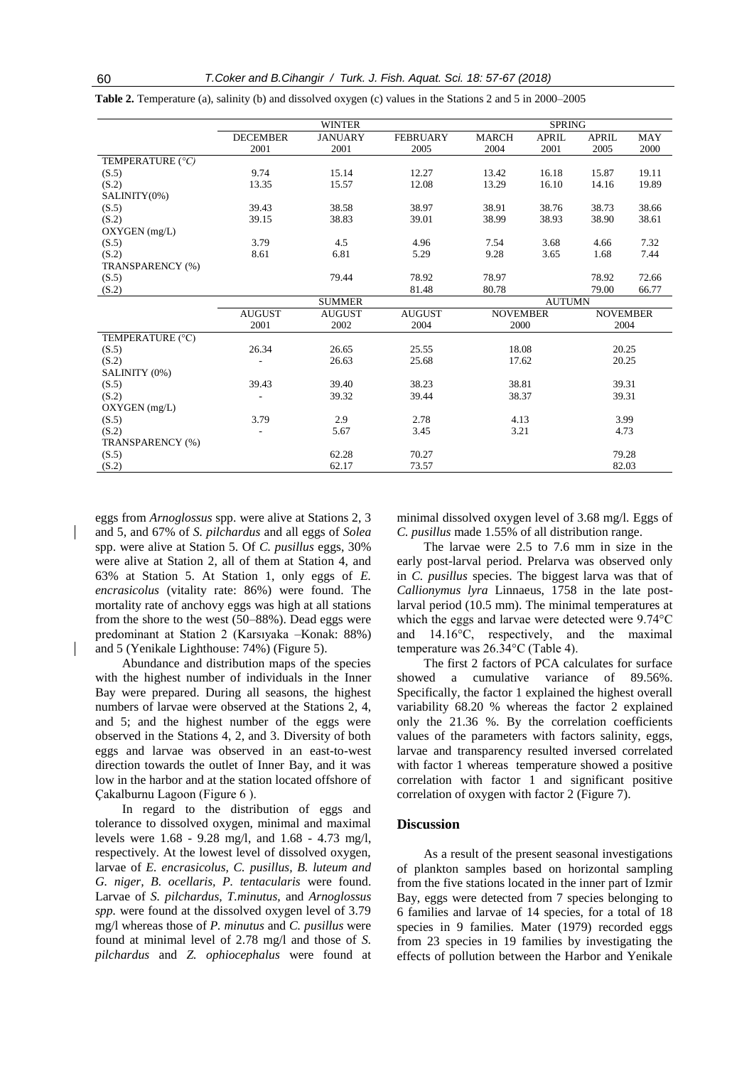**Table 2.** Temperature (a), salinity (b) and dissolved oxygen (c) values in the Stations 2 and 5 in 2000–2005

| | WINTER | | | SPRING | | | |
|---|---|---|---|---|---|---|---|
| | DECEMBER 2001 | JANUARY 2001 | FEBRUARY 2005 | MARCH 2004 | APRIL 2001 | APRIL 2005 | MAY 2000 |
| TEMPERATURE (°C) | | | | | | | |
| (S.5) | 9.74 | 15.14 | 12.27 | 13.42 | 16.18 | 15.87 | 19.11 |
| (S.2) | 13.35 | 15.57 | 12.08 | 13.29 | 16.10 | 14.16 | 19.89 |
| SALINITY(0%) | | | | | | | |
| (S.5) | 39.43 | 38.58 | 38.97 | 38.91 | 38.76 | 38.73 | 38.66 |
| (S.2) | 39.15 | 38.83 | 39.01 | 38.99 | 38.93 | 38.90 | 38.61 |
| OXYGEN (mg/L) | | | | | | | |
| (S.5) | 3.79 | 4.5 | 4.96 | 7.54 | 3.68 | 4.66 | 7.32 |
| (S.2) | 8.61 | 6.81 | 5.29 | 9.28 | 3.65 | 1.68 | 7.44 |
| TRANSPARENCY (%) | | | | | | | |
| (S.5) | | 79.44 | 78.92 | 78.97 | | 78.92 | 72.66 |
| (S.2) | | | 81.48 | 80.78 | | 79.00 | 66.77 |

| | SUMMER | | | AUTUMN | |
|---|---|---|---|---|---|
| | AUGUST 2001 | AUGUST 2002 | AUGUST 2004 | NOVEMBER 2000 | NOVEMBER 2004 |
| TEMPERATURE (°C) | | | | | |
| (S.5) | 26.34 | 26.65 | 25.55 | 18.08 | 20.25 |
| (S.2) | - | 26.63 | 25.68 | 17.62 | 20.25 |
| SALINITY (0%) | | | | | |
| (S.5) | 39.43 | 39.40 | 38.23 | 38.81 | 39.31 |
| (S.2) | - | 39.32 | 39.44 | 38.37 | 39.31 |
| OXYGEN (mg/L) | | | | | |
| (S.5) | 3.79 | 2.9 | 2.78 | 4.13 | 3.99 |
| (S.2) | - | 5.67 | 3.45 | 3.21 | 4.73 |
| TRANSPARENCY (%) | | | | | |
| (S.5) | | 62.28 | 70.27 | | 79.28 |
| (S.2) | | 62.17 | 73.57 | | 82.03 |

eggs from *Arnoglossus* spp. were alive at Stations 2, 3 and 5, and 67% of *S. pilchardus* and all eggs of *Solea* spp. were alive at Station 5. Of *C. pusillus* eggs, 30% were alive at Station 2, all of them at Station 4, and 63% at Station 5. At Station 1, only eggs of *E. encrasicolus* (vitality rate: 86%) were found. The mortality rate of anchovy eggs was high at all stations from the shore to the west (50–88%). Dead eggs were predominant at Station 2 (Karsıyaka –Konak: 88%) and 5 (Yenikale Lighthouse: 74%) (Figure 5).

Abundance and distribution maps of the species with the highest number of individuals in the Inner Bay were prepared. During all seasons, the highest numbers of larvae were observed at the Stations 2, 4, and 5; and the highest number of the eggs were observed in the Stations 4, 2, and 3. Diversity of both eggs and larvae was observed in an east-to-west direction towards the outlet of Inner Bay, and it was low in the harbor and at the station located offshore of Çakalburnu Lagoon (Figure 6 ).

In regard to the distribution of eggs and tolerance to dissolved oxygen, minimal and maximal levels were 1.68 - 9.28 mg/l, and 1.68 - 4.73 mg/l, respectively. At the lowest level of dissolved oxygen, larvae of *E. encrasicolus, C. pusillus, B. luteum and G. niger, B. ocellaris, P. tentacularis* were found. Larvae of *S. pilchardus, T.minutus,* and *Arnoglossus spp.* were found at the dissolved oxygen level of 3.79 mg/l whereas those of *P. minutus* and *C. pusillus* were found at minimal level of 2.78 mg/l and those of *S. pilchardus* and *Z. ophiocephalus* were found at minimal dissolved oxygen level of 3.68 mg/l. Eggs of *C. pusillus* made 1.55% of all distribution range.

The larvae were 2.5 to 7.6 mm in size in the early post-larval period. Prelarva was observed only in *C. pusillus* species. The biggest larva was that of *Callionymus lyra* Linnaeus, 1758 in the late post-larval period (10.5 mm). The minimal temperatures at which the eggs and larvae were detected were 9.74°C and 14.16°C, respectively, and the maximal temperature was 26.34°C (Table 4).

The first 2 factors of PCA calculates for surface showed a cumulative variance of 89.56%. Specifically, the factor 1 explained the highest overall variability 68.20 % whereas the factor 2 explained only the 21.36 %. By the correlation coefficients values of the parameters with factors salinity, eggs, larvae and transparency resulted inversed correlated with factor 1 whereas temperature showed a positive correlation with factor 1 and significant positive correlation of oxygen with factor 2 (Figure 7).

## Discussion

As a result of the present seasonal investigations of plankton samples based on horizontal sampling from the five stations located in the inner part of Izmir Bay, eggs were detected from 7 species belonging to 6 families and larvae of 14 species, for a total of 18 species in 9 families. Mater (1979) recorded eggs from 23 species in 19 families by investigating the effects of pollution between the Harbor and Yenikale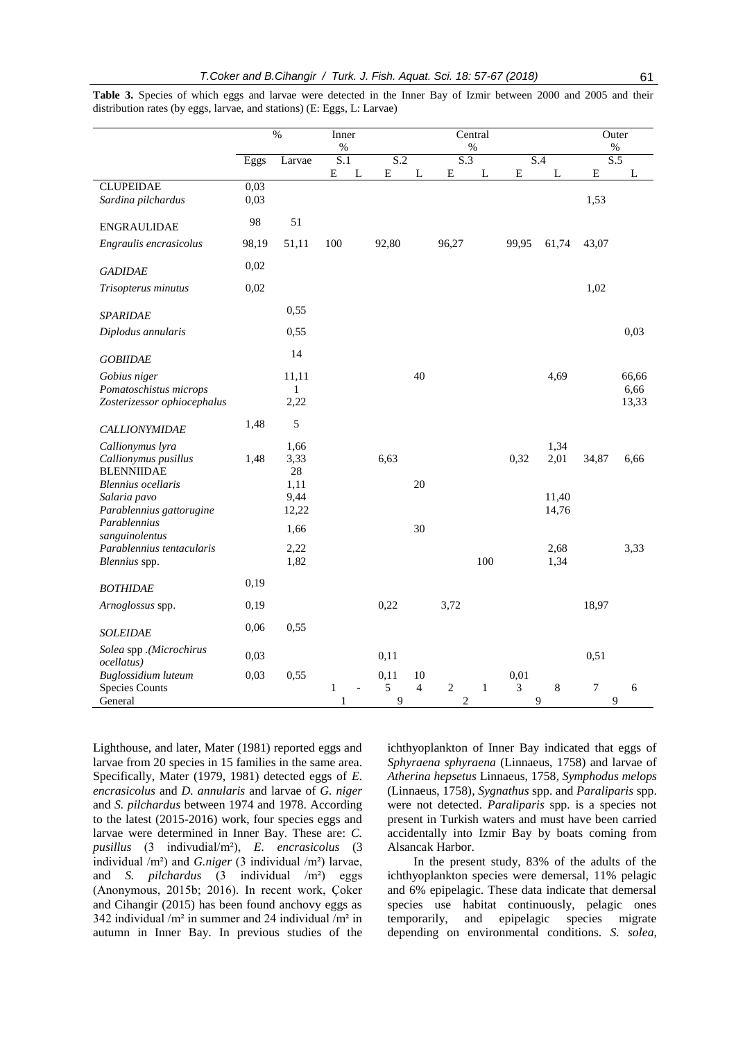**Table 3.** Species of which eggs and larvae were detected in the Inner Bay of Izmir between 2000 and 2005 and their distribution rates (by eggs, larvae, and stations) (E: Eggs, L: Larvae)

| | % | | Inner % | | Central % | | | | | | Outer % | |
|---|---|---|---|---|---|---|---|---|---|---|---|---|
| | Eggs | Larvae | S.1 | | S.2 | | S.3 | | S.4 | | S.5 | |
| | | | E | L | E | L | E | L | E | L | E | L |
| CLUPEIDAE | 0,03 | | | | | | | | | | | |
| *Sardina pilchardus* | 0,03 | | | | | | | | | | 1,53 | |
| ENGRAULIDAE | 98 | 51 | | | | | | | | | | |
| *Engraulis encrasicolus* | 98,19 | 51,11 | 100 | | 92,80 | | 96,27 | | 99,95 | 61,74 | 43,07 | |
| *GADIDAE* | 0,02 | | | | | | | | | | | |
| *Trisopterus minutus* | 0,02 | | | | | | | | | | 1,02 | |
| *SPARIDAE* | | 0,55 | | | | | | | | | | |
| *Diplodus annularis* | | 0,55 | | | | | | | | | | 0,03 |
| *GOBIIDAE* | | 14 | | | | | | | | | | |
| *Gobius niger* | | 11,11 | | | | 40 | | | | 4,69 | | 66,66 |
| *Pomatoschistus microps* | | 1 | | | | | | | | | | 6,66 |
| *Zosterizessor ophiocephalus* | | 2,22 | | | | | | | | | | 13,33 |
| *CALLIONYMIDAE* | 1,48 | 5 | | | | | | | | | | |
| *Callionymus lyra* | | 1,66 | | | | | | | | 1,34 | | |
| *Callionymus pusillus* | 1,48 | 3,33 | | | 6,63 | | | | 0,32 | 2,01 | 34,87 | 6,66 |
| BLENNIIDAE | | 28 | | | | | | | | | | |
| *Blennius ocellaris* | | 1,11 | | | | 20 | | | | | | |
| *Salaria pavo* | | 9,44 | | | | | | | | 11,40 | | |
| *Parablennius gattorugine* | | 12,22 | | | | | | | | 14,76 | | |
| *Parablennius sanguinolentus* | | 1,66 | | | | 30 | | | | | | |
| *Parablennius tentacularis* | | 2,22 | | | | | | | | 2,68 | | 3,33 |
| *Blennius* spp. | | 1,82 | | | | | | 100 | | 1,34 | | |
| *BOTHIDAE* | 0,19 | | | | | | | | | | | |
| *Arnoglossus* spp. | 0,19 | | | | 0,22 | | 3,72 | | | | 18,97 | |
| *SOLEIDAE* | 0,06 | 0,55 | | | | | | | | | | |
| *Solea* spp .*(Microchirus ocellatus)* | 0,03 | | | | 0,11 | | | | | | 0,51 | |
| *Buglossidium luteum* | 0,03 | 0,55 | | | 0,11 | 10 | | | 0,01 | | | |
| Species Counts | | | 1 | - | 5 | 4 | 2 | 1 | 3 | 8 | 7 | 6 |
| General | | | 1 | | 9 | | 2 | | 9 | | 9 | |

Lighthouse, and later, Mater (1981) reported eggs and larvae from 20 species in 15 families in the same area. Specifically, Mater (1979, 1981) detected eggs of *E. encrasicolus* and *D. annularis* and larvae of *G. niger* and *S. pilchardus* between 1974 and 1978. According to the latest (2015-2016) work, four species eggs and larvae were determined in Inner Bay. These are: *C. pusillus* (3 indivudial/m²), *E. encrasicolus* (3 individual /m²) and *G.niger* (3 individual /m²) larvae, and *S. pilchardus* (3 individual /m²) eggs (Anonymous, 2015b; 2016). In recent work, Çoker and Cihangir (2015) has been found anchovy eggs as 342 individual /m² in summer and 24 individual /m² in autumn in Inner Bay. In previous studies of the ichthyoplankton of Inner Bay indicated that eggs of *Sphyraena sphyraena* (Linnaeus, 1758) and larvae of *Atherina hepsetus* Linnaeus, 1758, *Symphodus melops* (Linnaeus, 1758), *Sygnathus* spp. and *Paraliparis* spp. were not detected. *Paraliparis* spp. is a species not present in Turkish waters and must have been carried accidentally into Izmir Bay by boats coming from Alsancak Harbor.

In the present study, 83% of the adults of the ichthyoplankton species were demersal, 11% pelagic and 6% epipelagic. These data indicate that demersal species use habitat continuously, pelagic ones temporarily, and epipelagic species migrate depending on environmental conditions. *S. solea,*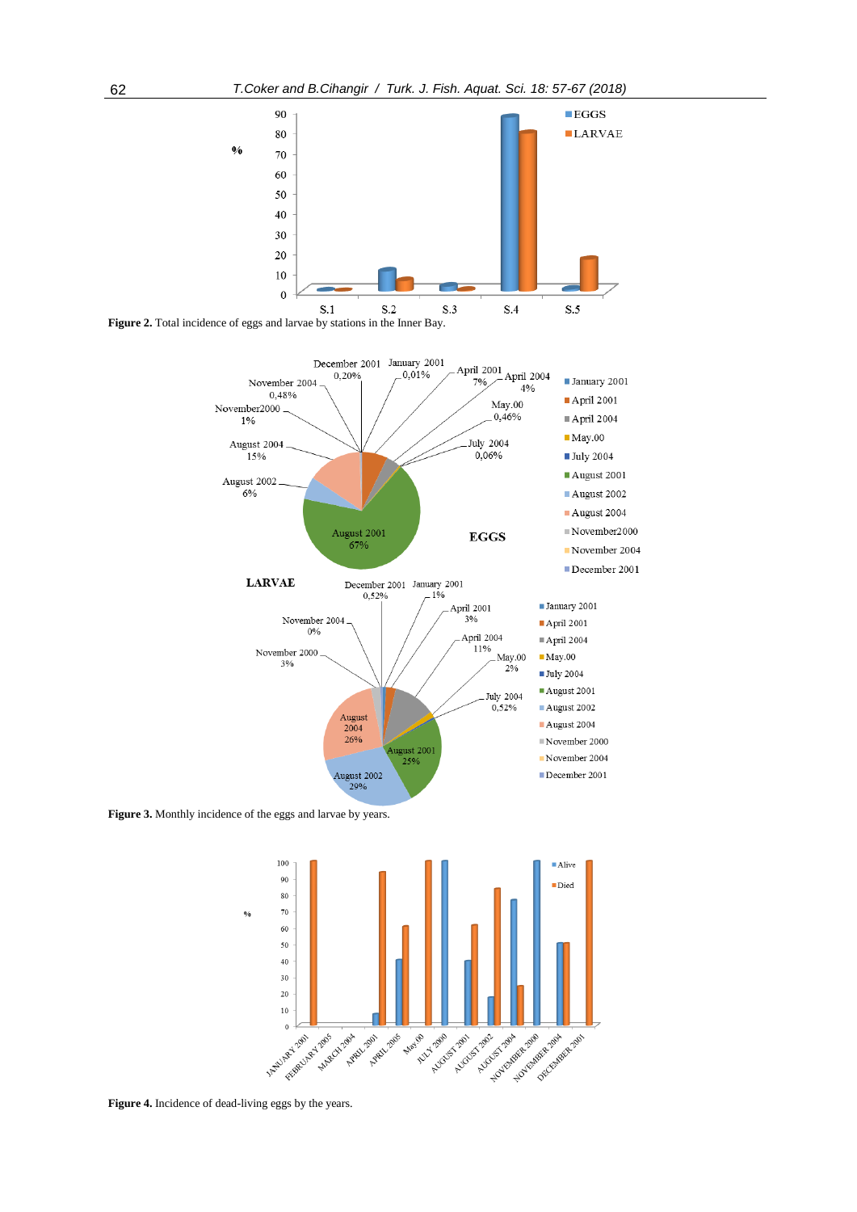Figure 2. Total incidence of eggs and larvae by stations in the Inner Bay.

Figure 3. Monthly incidence of the eggs and larvae by years.

Figure 4. Incidence of dead-living eggs by the years.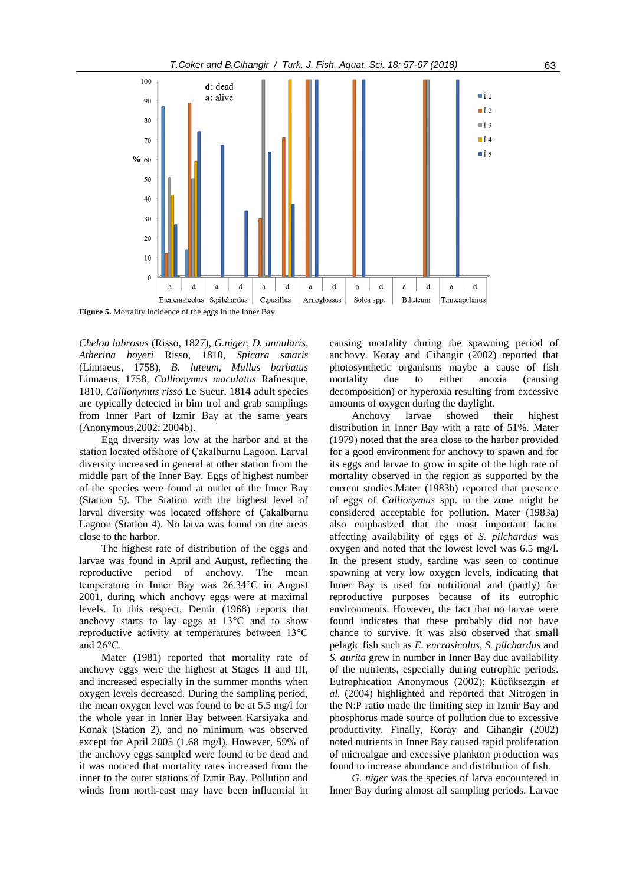Figure 5. Mortality incidence of the eggs in the Inner Bay.

*Chelon labrosus* (Risso, 1827), *G.niger*, *D. annularis*, *Atherina boyeri* Risso, 1810, *Spicara smaris* (Linnaeus, 1758), *B. luteum*, *Mullus barbatus* Linnaeus, 1758, *Callionymus maculatus* Rafnesque, 1810, *Callionymus risso* Le Sueur, 1814 adult species are typically detected in bim trol and grab samplings from Inner Part of Izmir Bay at the same years (Anonymous,2002; 2004b).

Egg diversity was low at the harbor and at the station located offshore of Çakalburnu Lagoon. Larval diversity increased in general at other station from the middle part of the Inner Bay. Eggs of highest number of the species were found at outlet of the Inner Bay (Station 5). The Station with the highest level of larval diversity was located offshore of Çakalburnu Lagoon (Station 4). No larva was found on the areas close to the harbor.

The highest rate of distribution of the eggs and larvae was found in April and August, reflecting the reproductive period of anchovy. The mean temperature in Inner Bay was 26.34°C in August 2001, during which anchovy eggs were at maximal levels. In this respect, Demir (1968) reports that anchovy starts to lay eggs at 13°C and to show reproductive activity at temperatures between 13°C and 26°C.

Mater (1981) reported that mortality rate of anchovy eggs were the highest at Stages II and III, and increased especially in the summer months when oxygen levels decreased. During the sampling period, the mean oxygen level was found to be at 5.5 mg/l for the whole year in Inner Bay between Karsiyaka and Konak (Station 2), and no minimum was observed except for April 2005 (1.68 mg/l). However, 59% of the anchovy eggs sampled were found to be dead and it was noticed that mortality rates increased from the inner to the outer stations of Izmir Bay. Pollution and winds from north-east may have been influential in causing mortality during the spawning period of anchovy. Koray and Cihangir (2002) reported that photosynthetic organisms maybe a cause of fish mortality due to either anoxia (causing decomposition) or hyperoxia resulting from excessive amounts of oxygen during the daylight.

Anchovy larvae showed their highest distribution in Inner Bay with a rate of 51%. Mater (1979) noted that the area close to the harbor provided for a good environment for anchovy to spawn and for its eggs and larvae to grow in spite of the high rate of mortality observed in the region as supported by the current studies.Mater (1983b) reported that presence of eggs of *Callionymus* spp. in the zone might be considered acceptable for pollution. Mater (1983a) also emphasized that the most important factor affecting availability of eggs of *S. pilchardus* was oxygen and noted that the lowest level was 6.5 mg/l. In the present study, sardine was seen to continue spawning at very low oxygen levels, indicating that Inner Bay is used for nutritional and (partly) for reproductive purposes because of its eutrophic environments. However, the fact that no larvae were found indicates that these probably did not have chance to survive. It was also observed that small pelagic fish such as *E. encrasicolus*, *S. pilchardus* and *S. aurita* grew in number in Inner Bay due availability of the nutrients, especially during eutrophic periods. Eutrophication Anonymous (2002); Küçüksezgin *et al.* (2004) highlighted and reported that Nitrogen in the N:P ratio made the limiting step in Izmir Bay and phosphorus made source of pollution due to excessive productivity. Finally, Koray and Cihangir (2002) noted nutrients in Inner Bay caused rapid proliferation of microalgae and excessive plankton production was found to increase abundance and distribution of fish.

*G. niger* was the species of larva encountered in Inner Bay during almost all sampling periods. Larvae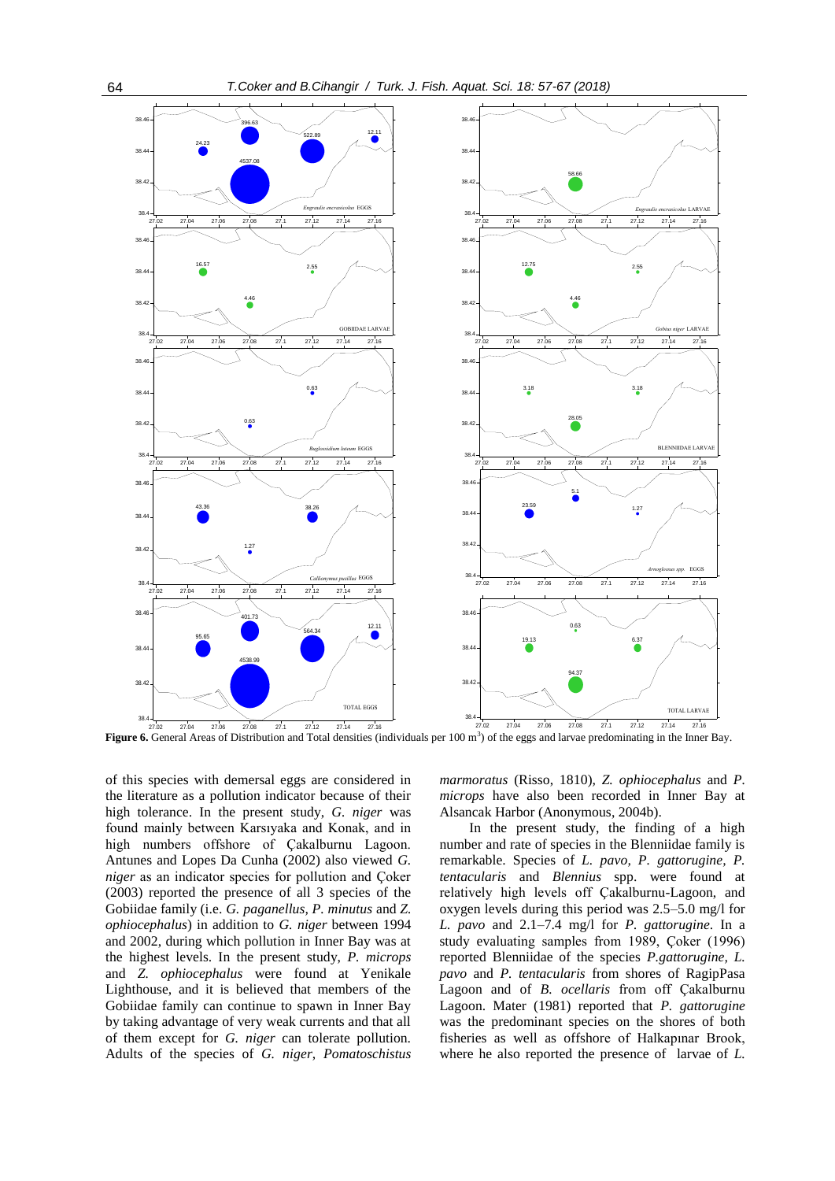**Figure 6.** General Areas of Distribution and Total densities (individuals per 100 m$^3$) of the eggs and larvae predominating in the Inner Bay.

of this species with demersal eggs are considered in the literature as a pollution indicator because of their high tolerance. In the present study, *G. niger* was found mainly between Karsıyaka and Konak, and in high numbers offshore of Çakalburnu Lagoon. Antunes and Lopes Da Cunha (2002) also viewed *G. niger* as an indicator species for pollution and Çoker (2003) reported the presence of all 3 species of the Gobiidae family (i.e. *G. paganellus, P. minutus* and *Z. ophiocephalus*) in addition to *G. niger* between 1994 and 2002, during which pollution in Inner Bay was at the highest levels. In the present study, *P. microps* and *Z. ophiocephalus* were found at Yenikale Lighthouse, and it is believed that members of the Gobiidae family can continue to spawn in Inner Bay by taking advantage of very weak currents and that all of them except for *G. niger* can tolerate pollution. Adults of the species of *G. niger*, *Pomatoschistus marmoratus* (Risso, 1810), *Z. ophiocephalus* and *P. microps* have also been recorded in Inner Bay at Alsancak Harbor (Anonymous, 2004b).

In the present study, the finding of a high number and rate of species in the Blenniidae family is remarkable. Species of *L. pavo, P. gattorugine, P. tentacularis* and *Blennius* spp. were found at relatively high levels off Çakalburnu-Lagoon, and oxygen levels during this period was 2.5–5.0 mg/l for *L. pavo* and 2.1–7.4 mg/l for *P. gattorugine*. In a study evaluating samples from 1989, Çoker (1996) reported Blenniidae of the species *P.gattorugine, L. pavo* and *P. tentacularis* from shores of RagipPasa Lagoon and of *B. ocellaris* from off Çakalburnu Lagoon. Mater (1981) reported that *P. gattorugine* was the predominant species on the shores of both fisheries as well as offshore of Halkapınar Brook, where he also reported the presence of larvae of *L.*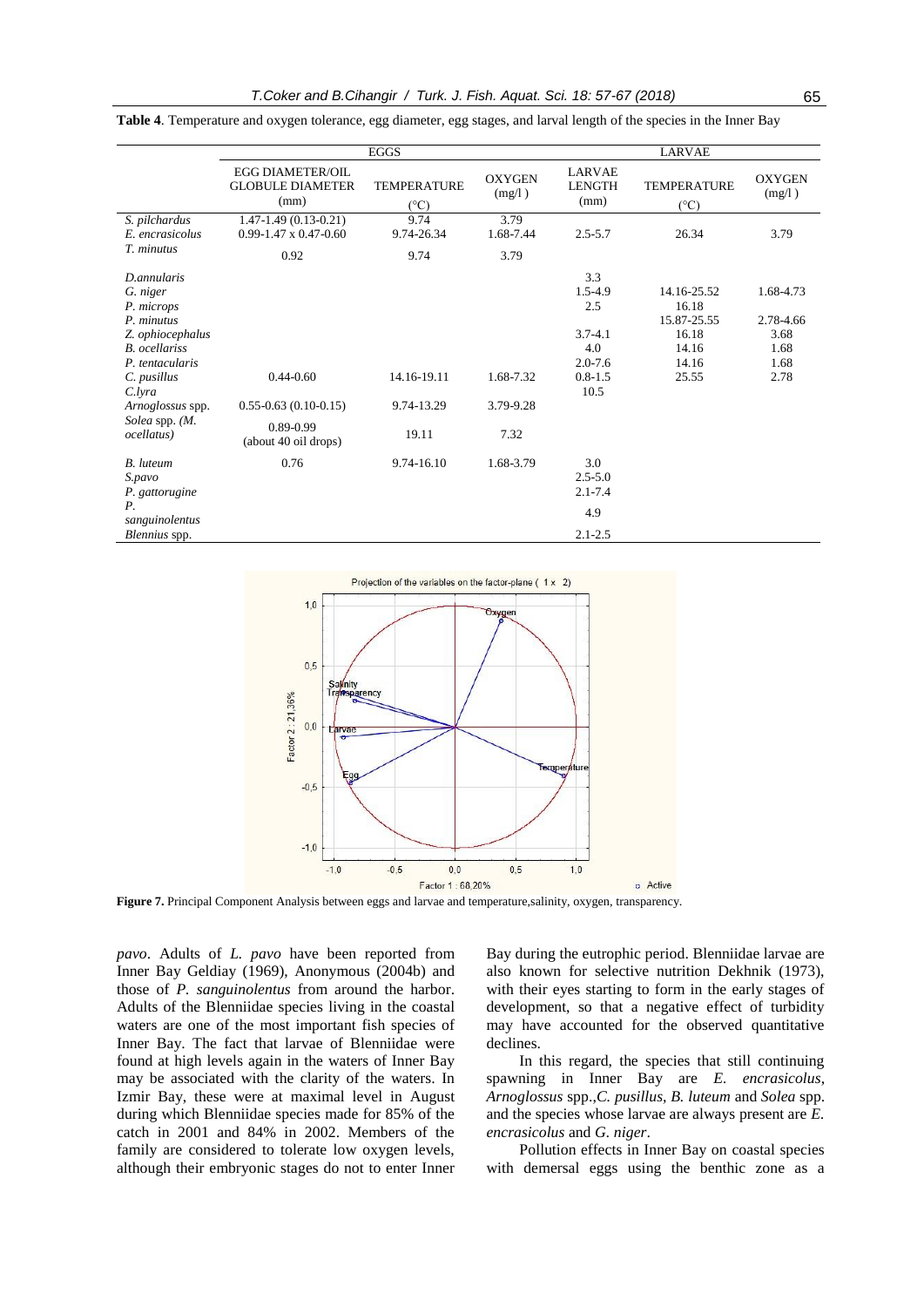**Table 4**. Temperature and oxygen tolerance, egg diameter, egg stages, and larval length of the species in the Inner Bay

| | EGGS | | | LARVAE | | |
|---|---|---|---|---|---|---|
| | EGG DIAMETER/OIL GLOBULE DIAMETER (mm) | TEMPERATURE (°C) | OXYGEN (mg/l ) | LARVAE LENGTH (mm) | TEMPERATURE (°C) | OXYGEN (mg/l ) |
| *S. pilchardus* | 1.47-1.49 (0.13-0.21) | 9.74 | 3.79 | | | |
| *E. encrasicolus* | 0.99-1.47 x 0.47-0.60 | 9.74-26.34 | 1.68-7.44 | 2.5-5.7 | 26.34 | 3.79 |
| *T. minutus* | 0.92 | 9.74 | 3.79 | | | |
| *D.annularis* | | | | 3.3 | | |
| *G. niger* | | | | 1.5-4.9 | 14.16-25.52 | 1.68-4.73 |
| *P. microps* | | | | 2.5 | 16.18 | |
| *P. minutus* | | | | | 15.87-25.55 | 2.78-4.66 |
| *Z. ophiocephalus* | | | | 3.7-4.1 | 16.18 | 3.68 |
| *B. ocellariss* | | | | 4.0 | 14.16 | 1.68 |
| *P. tentacularis* | | | | 2.0-7.6 | 14.16 | 1.68 |
| *C. pusillus* | 0.44-0.60 | 14.16-19.11 | 1.68-7.32 | 0.8-1.5 | 25.55 | 2.78 |
| *C.lyra* | | | | 10.5 | | |
| *Arnoglossus* spp. | 0.55-0.63 (0.10-0.15) | 9.74-13.29 | 3.79-9.28 | | | |
| *Solea* spp. *(M. ocellatus)* | 0.89-0.99 (about 40 oil drops) | 19.11 | 7.32 | | | |
| *B. luteum* | 0.76 | 9.74-16.10 | 1.68-3.79 | 3.0 | | |
| *S.pavo* | | | | 2.5-5.0 | | |
| *P. gattorugine* | | | | 2.1-7.4 | | |
| *P. sanguinolentus* | | | | 4.9 | | |
| *Blennius* spp. | | | | 2.1-2.5 | | |

**Figure 7.** Principal Component Analysis between eggs and larvae and temperature,salinity, oxygen, transparency.

*pavo*. Adults of *L. pavo* have been reported from Inner Bay Geldiay (1969), Anonymous (2004b) and those of *P. sanguinolentus* from around the harbor. Adults of the Blenniidae species living in the coastal waters are one of the most important fish species of Inner Bay. The fact that larvae of Blenniidae were found at high levels again in the waters of Inner Bay may be associated with the clarity of the waters. In Izmir Bay, these were at maximal level in August during which Blenniidae species made for 85% of the catch in 2001 and 84% in 2002. Members of the family are considered to tolerate low oxygen levels, although their embryonic stages do not to enter Inner Bay during the eutrophic period. Blenniidae larvae are also known for selective nutrition Dekhnik (1973), with their eyes starting to form in the early stages of development, so that a negative effect of turbidity may have accounted for the observed quantitative declines.

In this regard, the species that still continuing spawning in Inner Bay are *E. encrasicolus*, *Arnoglossus* spp.,*C. pusillus*, *B. luteum* and *Solea* spp. and the species whose larvae are always present are *E. encrasicolus* and *G. niger*.

Pollution effects in Inner Bay on coastal species with demersal eggs using the benthic zone as a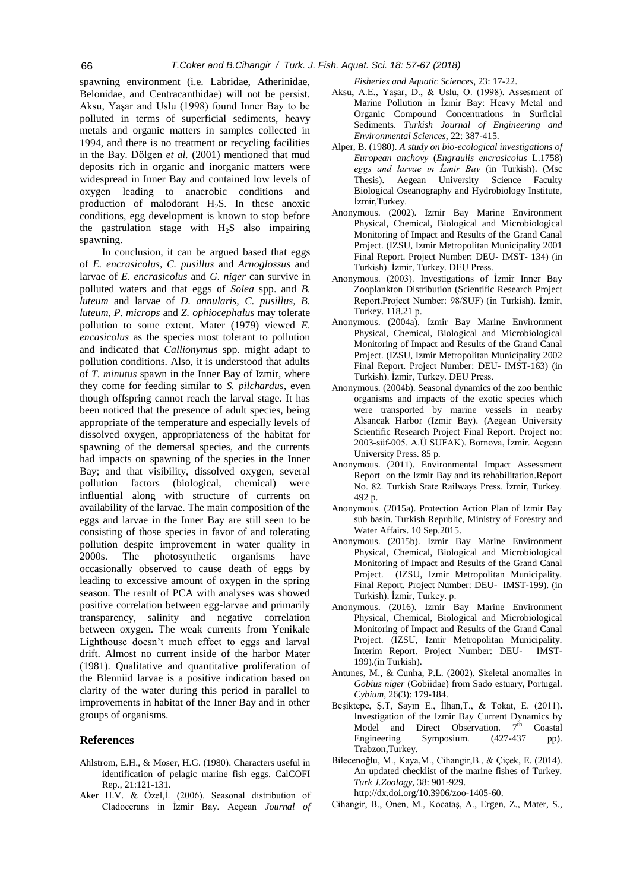spawning environment (i.e. Labridae, Atherinidae, Belonidae, and Centracanthidae) will not be persist. Aksu, Yaşar and Uslu (1998) found Inner Bay to be polluted in terms of superficial sediments, heavy metals and organic matters in samples collected in 1994, and there is no treatment or recycling facilities in the Bay. Dölgen *et al.* (2001) mentioned that mud deposits rich in organic and inorganic matters were widespread in Inner Bay and contained low levels of oxygen leading to anaerobic conditions and production of malodorant $H_2S$. In these anoxic conditions, egg development is known to stop before the gastrulation stage with $H_2S$ also impairing spawning.

In conclusion, it can be argued based that eggs of *E. encrasicolus*, *C. pusillus* and *Arnoglossus* and larvae of *E. encrasicolus* and *G. niger* can survive in polluted waters and that eggs of *Solea* spp. and *B. luteum* and larvae of *D. annularis, C. pusillus, B. luteum, P. microps* and *Z. ophiocephalus* may tolerate pollution to some extent. Mater (1979) viewed *E. encasicolus* as the species most tolerant to pollution and indicated that *Callionymus* spp. might adapt to pollution conditions. Also, it is understood that adults of *T. minutus* spawn in the Inner Bay of Izmir, where they come for feeding similar to *S. pilchardus*, even though offspring cannot reach the larval stage. It has been noticed that the presence of adult species, being appropriate of the temperature and especially levels of dissolved oxygen, appropriateness of the habitat for spawning of the demersal species, and the currents had impacts on spawning of the species in the Inner Bay; and that visibility, dissolved oxygen, several pollution factors (biological, chemical) were influential along with structure of currents on availability of the larvae. The main composition of the eggs and larvae in the Inner Bay are still seen to be consisting of those species in favor of and tolerating pollution despite improvement in water quality in 2000s. The photosynthetic organisms have occasionally observed to cause death of eggs by leading to excessive amount of oxygen in the spring season. The result of PCA with analyses was showed positive correlation between egg-larvae and primarily transparency, salinity and negative correlation between oxygen. The weak currents from Yenikale Lighthouse doesn't much effect to eggs and larval drift. Almost no current inside of the harbor Mater (1981). Qualitative and quantitative proliferation of the Blenniid larvae is a positive indication based on clarity of the water during this period in parallel to improvements in habitat of the Inner Bay and in other groups of organisms.

## References

Ahlstrom, E.H., & Moser, H.G. (1980). Characters useful in identification of pelagic marine fish eggs. CalCOFI Rep., 21:121-131.

Aker H.V. & Özel,İ. (2006). Seasonal distribution of Cladocerans in İzmir Bay. Aegean *Journal of Fisheries and Aquatic Sciences*, 23: 17-22.

Aksu, A.E., Yaşar, D., & Uslu, O. (1998). Assesment of Marine Pollution in İzmir Bay: Heavy Metal and Organic Compound Concentrations in Surficial Sediments. *Turkish Journal of Engineering and Environmental Sciences*, 22: 387-415.

Alper, B. (1980). *A study on bio-ecological investigations of European anchovy* (*Engraulis encrasicolus* L.1758) *eggs and larvae in İzmir Bay* (in Turkish). (Msc Thesis). Aegean University Science Faculty Biological Oseanography and Hydrobiology Institute, İzmir,Turkey.

Anonymous. (2002). Izmir Bay Marine Environment Physical, Chemical, Biological and Microbiological Monitoring of Impact and Results of the Grand Canal Project. (IZSU, Izmir Metropolitan Municipality 2001 Final Report. Project Number: DEU- IMST- 134) (in Turkish). İzmir, Turkey. DEU Press.

Anonymous. (2003). Investigations of İzmir Inner Bay Zooplankton Distribution (Scientific Research Project Report.Project Number: 98/SUF) (in Turkish). İzmir, Turkey. 118.21 p.

Anonymous. (2004a). Izmir Bay Marine Environment Physical, Chemical, Biological and Microbiological Monitoring of Impact and Results of the Grand Canal Project. (IZSU, Izmir Metropolitan Municipality 2002 Final Report. Project Number: DEU- IMST-163) (in Turkish). İzmir, Turkey. DEU Press.

Anonymous. (2004b). Seasonal dynamics of the zoo benthic organisms and impacts of the exotic species which were transported by marine vessels in nearby Alsancak Harbor (Izmir Bay). (Aegean University Scientific Research Project Final Report. Project no: 2003-süf-005. A.Ü SUFAK). Bornova, İzmir. Aegean University Press. 85 p.

Anonymous. (2011). Environmental Impact Assessment Report on the Izmir Bay and its rehabilitation.Report No. 82. Turkish State Railways Press. İzmir, Turkey. 492 p.

Anonymous. (2015a). Protection Action Plan of Izmir Bay sub basin. Turkish Republic, Ministry of Forestry and Water Affairs. 10 Sep.2015.

Anonymous. (2015b). Izmir Bay Marine Environment Physical, Chemical, Biological and Microbiological Monitoring of Impact and Results of the Grand Canal Project. (IZSU, Izmir Metropolitan Municipality. Final Report. Project Number: DEU- IMST-199). (in Turkish). İzmir, Turkey. p.

Anonymous. (2016). Izmir Bay Marine Environment Physical, Chemical, Biological and Microbiological Monitoring of Impact and Results of the Grand Canal Project. (IZSU, Izmir Metropolitan Municipality. Interim Report. Project Number: DEU- IMST-199).(in Turkish).

Antunes, M., & Cunha, P.L. (2002). Skeletal anomalies in *Gobius niger* (Gobiidae) from Sado estuary, Portugal. *Cybium*, 26(3): 179-184.

Beşiktepe, Ş.T, Sayın E., İlhan,T., & Tokat, E. (2011). Investigation of the Izmir Bay Current Dynamics by Model and Direct Observation. 7th Coastal Engineering Symposium. (427-437 pp). Trabzon,Turkey.

Bilecenoğlu, M., Kaya,M., Cihangir,B., & Çiçek, E. (2014). An updated checklist of the marine fishes of Turkey. *Turk J.Zoology*, 38: 901-929. http://dx.doi.org/10.3906/zoo-1405-60.

Cihangir, B., Önen, M., Kocataş, A., Ergen, Z., Mater, S.,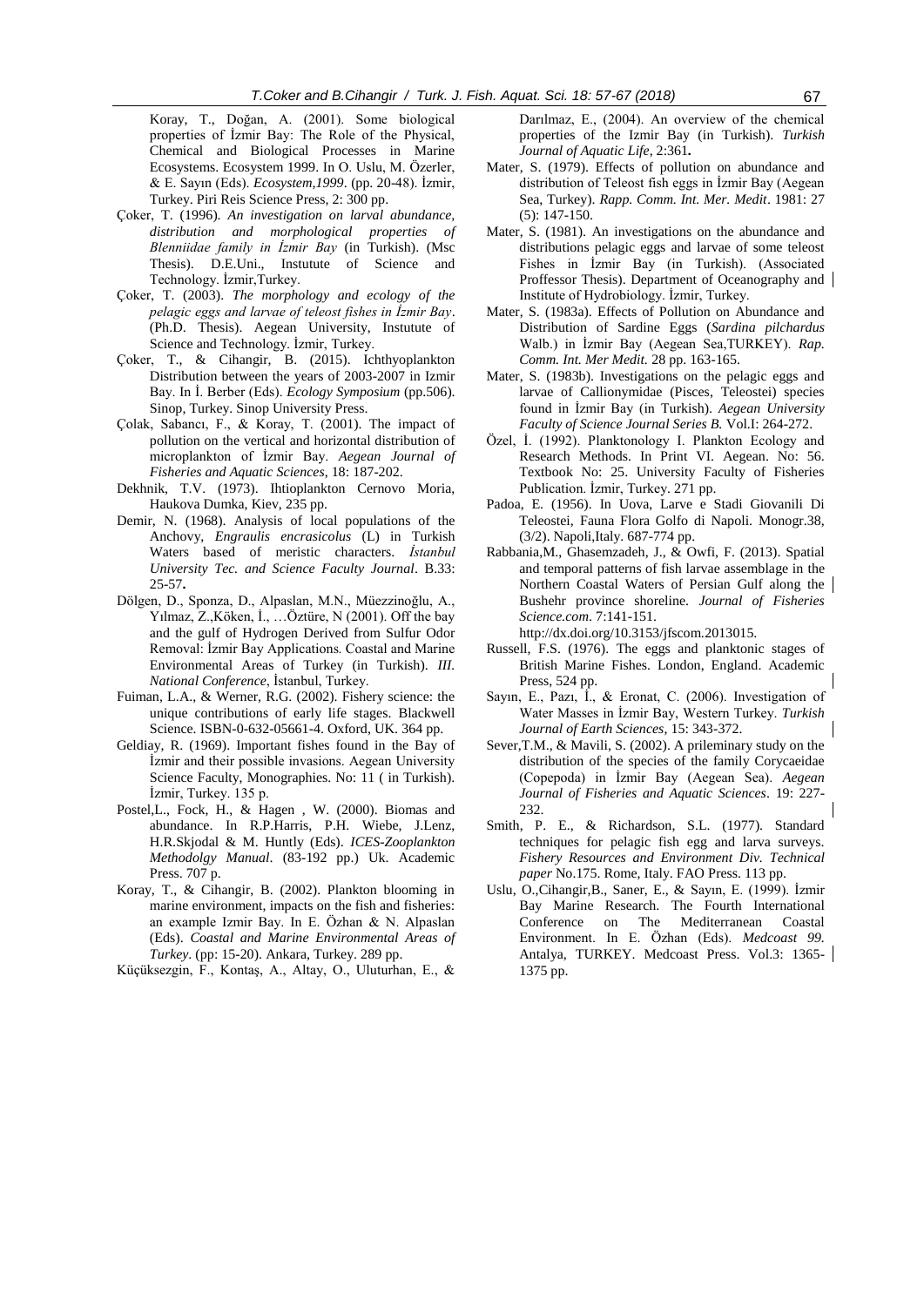Koray, T., Doğan, A. (2001). Some biological properties of İzmir Bay: The Role of the Physical, Chemical and Biological Processes in Marine Ecosystems. Ecosystem 1999. In O. Uslu, M. Özerler, & E. Sayın (Eds). *Ecosystem,1999*. (pp. 20-48). İzmir, Turkey. Piri Reis Science Press, 2: 300 pp.

Çoker, T. (1996). *An investigation on larval abundance, distribution and morphological properties of Blenniidae family in İzmir Bay* (in Turkish). (Msc Thesis). D.E.Uni., Instutute of Science and Technology. İzmir,Turkey.

Çoker, T. (2003). *The morphology and ecology of the pelagic eggs and larvae of teleost fishes in İzmir Bay*. (Ph.D. Thesis). Aegean University, Instutute of Science and Technology. İzmir, Turkey.

Çoker, T., & Cihangir, B. (2015). Ichthyoplankton Distribution between the years of 2003-2007 in Izmir Bay. In İ. Berber (Eds). *Ecology Symposium* (pp.506). Sinop, Turkey. Sinop University Press.

Çolak, Sabancı, F., & Koray, T. (2001). The impact of pollution on the vertical and horizontal distribution of microplankton of İzmir Bay. *Aegean Journal of Fisheries and Aquatic Sciences*, 18: 187-202.

Dekhnik, T.V. (1973). Ihtioplankton Cernovo Moria, Haukova Dumka, Kiev, 235 pp.

Demir, N. (1968). Analysis of local populations of the Anchovy, *Engraulis encrasicolus* (L) in Turkish Waters based of meristic characters. *İstanbul University Tec. and Science Faculty Journal*. B.33: 25-57.

Dölgen, D., Sponza, D., Alpaslan, M.N., Müezzinoğlu, A., Yılmaz, Z.,Köken, İ., …Öztüre, N (2001). Off the bay and the gulf of Hydrogen Derived from Sulfur Odor Removal: İzmir Bay Applications. Coastal and Marine Environmental Areas of Turkey (in Turkish). *III. National Conference*, İstanbul, Turkey.

Fuiman, L.A., & Werner, R.G. (2002). Fishery science: the unique contributions of early life stages. Blackwell Science. ISBN-0-632-05661-4. Oxford, UK. 364 pp.

Geldiay, R. (1969). Important fishes found in the Bay of İzmir and their possible invasions. Aegean University Science Faculty, Monographies. No: 11 ( in Turkish). İzmir, Turkey. 135 p.

Postel,L., Fock, H., & Hagen , W. (2000). Biomas and abundance. In R.P.Harris, P.H. Wiebe, J.Lenz, H.R.Skjodal & M. Huntly (Eds). *ICES-Zooplankton Methodolgy Manual*. (83-192 pp.) Uk. Academic Press. 707 p.

Koray, T., & Cihangir, B. (2002). Plankton blooming in marine environment, impacts on the fish and fisheries: an example Izmir Bay. In E. Özhan & N. Alpaslan (Eds). *Coastal and Marine Environmental Areas of Turkey*. (pp: 15-20). Ankara, Turkey. 289 pp.

Küçüksezgin, F., Kontaş, A., Altay, O., Uluturhan, E., & Darılmaz, E., (2004). An overview of the chemical properties of the Izmir Bay (in Turkish). *Turkish Journal of Aquatic Life*, 2:361.

Mater, S. (1979). Effects of pollution on abundance and distribution of Teleost fish eggs in İzmir Bay (Aegean Sea, Turkey). *Rapp. Comm. Int. Mer. Medit*. 1981: 27 (5): 147-150.

Mater, S. (1981). An investigations on the abundance and distributions pelagic eggs and larvae of some teleost Fishes in İzmir Bay (in Turkish). (Associated Proffessor Thesis). Department of Oceanography and Institute of Hydrobiology. İzmir, Turkey.

Mater, S. (1983a). Effects of Pollution on Abundance and Distribution of Sardine Eggs (*Sardina pilchardus* Walb.) in İzmir Bay (Aegean Sea,TURKEY). *Rap. Comm. Int. Mer Medit.* 28 pp. 163-165.

Mater, S. (1983b). Investigations on the pelagic eggs and larvae of Callionymidae (Pisces, Teleostei) species found in İzmir Bay (in Turkish). *Aegean University Faculty of Science Journal Series B.* Vol.I: 264-272.

Özel, İ. (1992). Planktonology I. Plankton Ecology and Research Methods. In Print VI. Aegean. No: 56. Textbook No: 25. University Faculty of Fisheries Publication. İzmir, Turkey. 271 pp.

Padoa, E. (1956). In Uova, Larve e Stadi Giovanili Di Teleostei, Fauna Flora Golfo di Napoli. Monogr.38, (3/2). Napoli,Italy. 687-774 pp.

Rabbania,M., Ghasemzadeh, J., & Owfi, F. (2013). Spatial and temporal patterns of fish larvae assemblage in the Northern Coastal Waters of Persian Gulf along the Bushehr province shoreline. *Journal of Fisheries Science.com*. 7:141-151. http://dx.doi.org/10.3153/jfscom.2013015.

Russell, F.S. (1976). The eggs and planktonic stages of British Marine Fishes. London, England. Academic Press, 524 pp.

Sayın, E., Pazı, İ., & Eronat, C. (2006). Investigation of Water Masses in İzmir Bay, Western Turkey. *Turkish Journal of Earth Sciences*, 15: 343-372.

Sever,T.M., & Mavili, S. (2002). A prileminary study on the distribution of the species of the family Corycaeidae (Copepoda) in İzmir Bay (Aegean Sea). *Aegean Journal of Fisheries and Aquatic Sciences*. 19: 227-232.

Smith, P. E., & Richardson, S.L. (1977). Standard techniques for pelagic fish egg and larva surveys. *Fishery Resources and Environment Div. Technical paper* No.175. Rome, Italy. FAO Press. 113 pp.

Uslu, O.,Cihangir,B., Saner, E., & Sayın, E. (1999). İzmir Bay Marine Research. The Fourth International Conference on The Mediterranean Coastal Environment. In E. Özhan (Eds). *Medcoast 99.* Antalya, TURKEY. Medcoast Press. Vol.3: 1365-1375 pp.